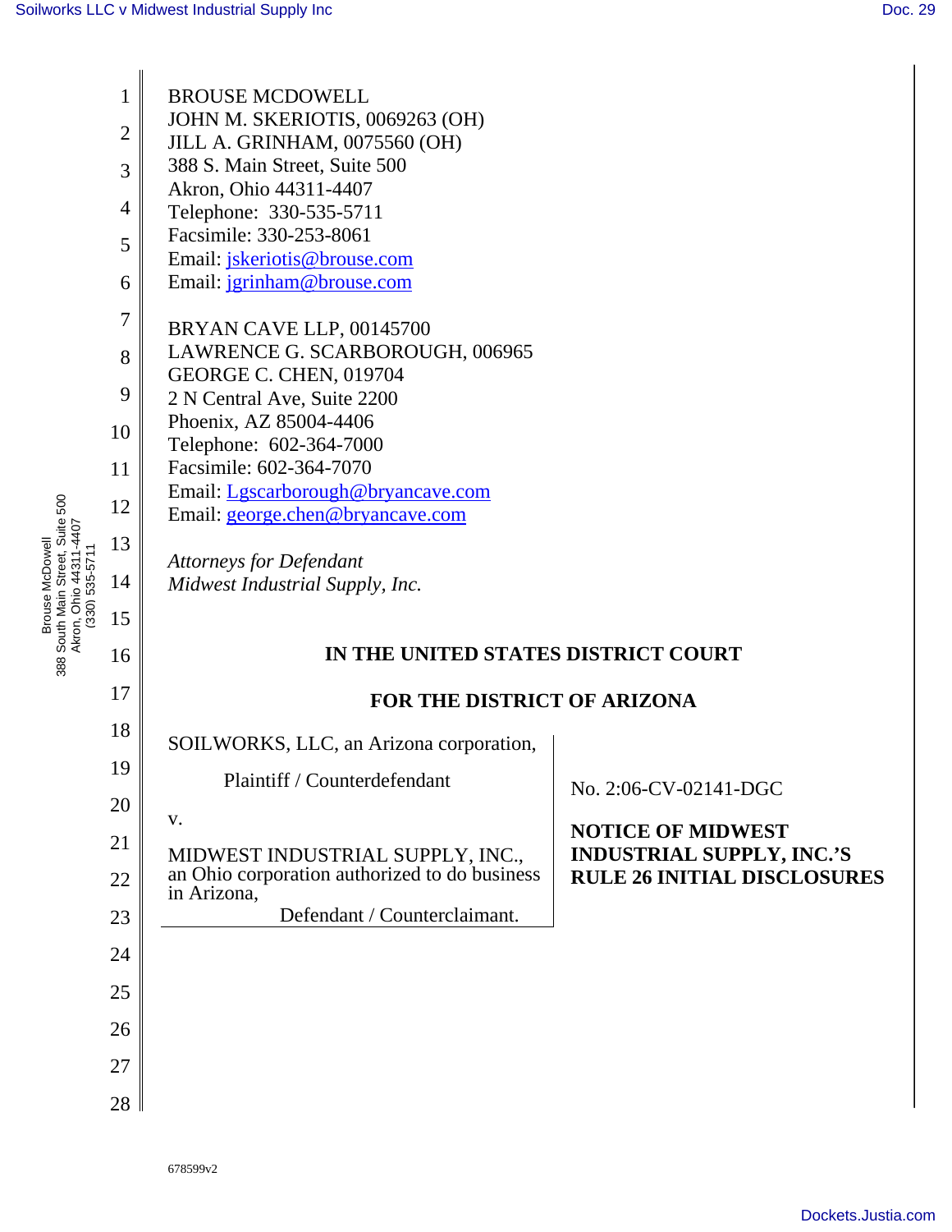BROUSE MCDOWELL
JOHN M. SKERIOTIS, 0069263 (OH)
JILL A. GRINHAM, 0075560 (OH)
388 S. Main Street, Suite 500
Akron, Ohio 44311-4407
Telephone: 330-535-5711
Facsimile: 330-253-8061
Email: jskeriotis@brouse.com
Email: jgrinham@brouse.com

BRYAN CAVE LLP, 00145700
LAWRENCE G. SCARBOROUGH, 006965
GEORGE C. CHEN, 019704
2 N Central Ave, Suite 2200
Phoenix, AZ 85004-4406
Telephone: 602-364-7000
Facsimile: 602-364-7070
Email: Lgscarborough@bryancave.com
Email: george.chen@bryancave.com

*Attorneys for Defendant*
*Midwest Industrial Supply, Inc.*

**IN THE UNITED STATES DISTRICT COURT**

**FOR THE DISTRICT OF ARIZONA**

SOILWORKS, LLC, an Arizona corporation,

Plaintiff / Counterdefendant

v.

MIDWEST INDUSTRIAL SUPPLY, INC., an Ohio corporation authorized to do business in Arizona,

Defendant / Counterclaimant.

No. 2:06-CV-02141-DGC

**NOTICE OF MIDWEST INDUSTRIAL SUPPLY, INC.'S RULE 26 INITIAL DISCLOSURES**

678599v2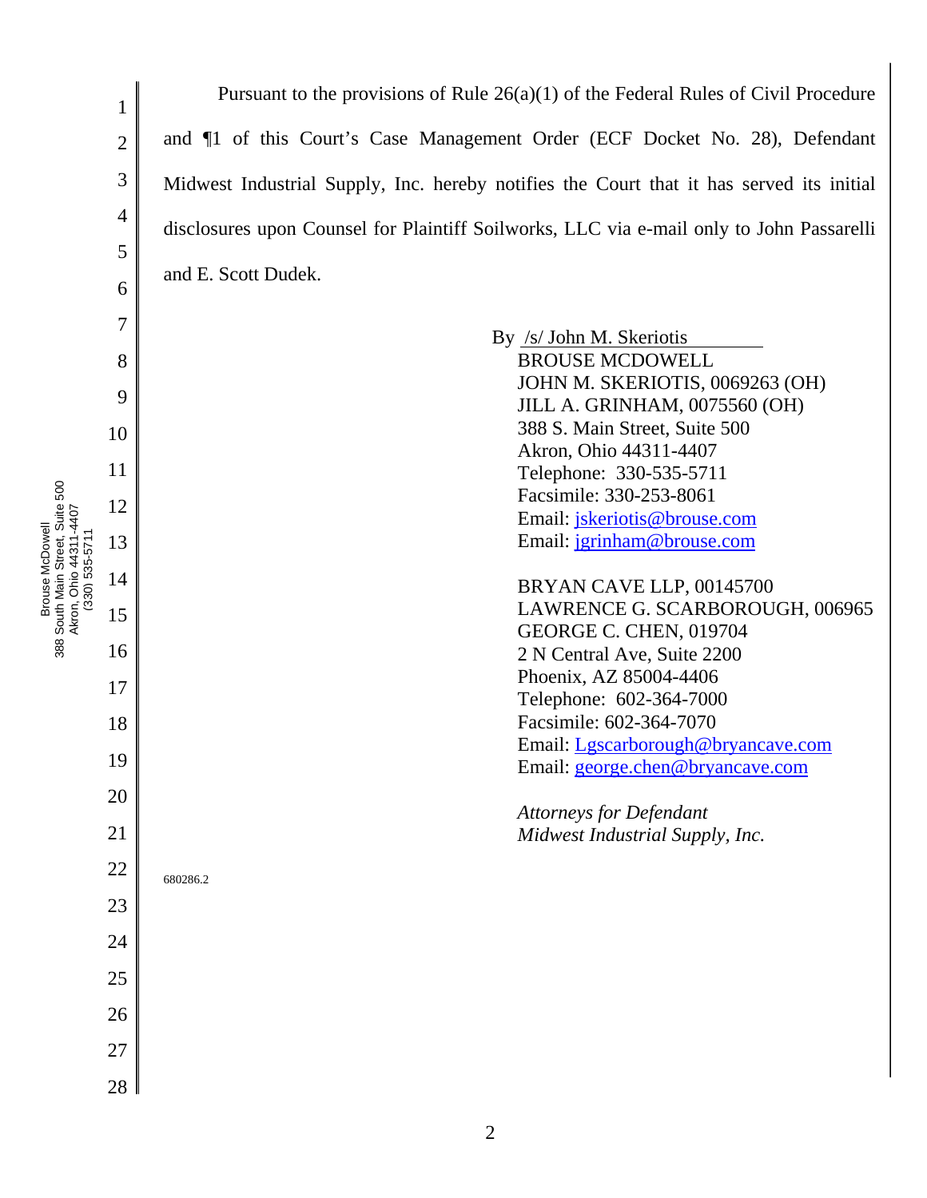Pursuant to the provisions of Rule 26(a)(1) of the Federal Rules of Civil Procedure and ¶1 of this Court's Case Management Order (ECF Docket No. 28), Defendant Midwest Industrial Supply, Inc. hereby notifies the Court that it has served its initial disclosures upon Counsel for Plaintiff Soilworks, LLC via e-mail only to John Passarelli and E. Scott Dudek.

By /s/ John M. Skeriotis
BROUSE MCDOWELL
JOHN M. SKERIOTIS, 0069263 (OH)
JILL A. GRINHAM, 0075560 (OH)
388 S. Main Street, Suite 500
Akron, Ohio 44311-4407
Telephone: 330-535-5711
Facsimile: 330-253-8061
Email: jskeriotis@brouse.com
Email: jgrinham@brouse.com

BRYAN CAVE LLP, 00145700
LAWRENCE G. SCARBOROUGH, 006965
GEORGE C. CHEN, 019704
2 N Central Ave, Suite 2200
Phoenix, AZ 85004-4406
Telephone: 602-364-7000
Facsimile: 602-364-7070
Email: Lgscarborough@bryancave.com
Email: george.chen@bryancave.com

*Attorneys for Defendant Midwest Industrial Supply, Inc.*

680286.2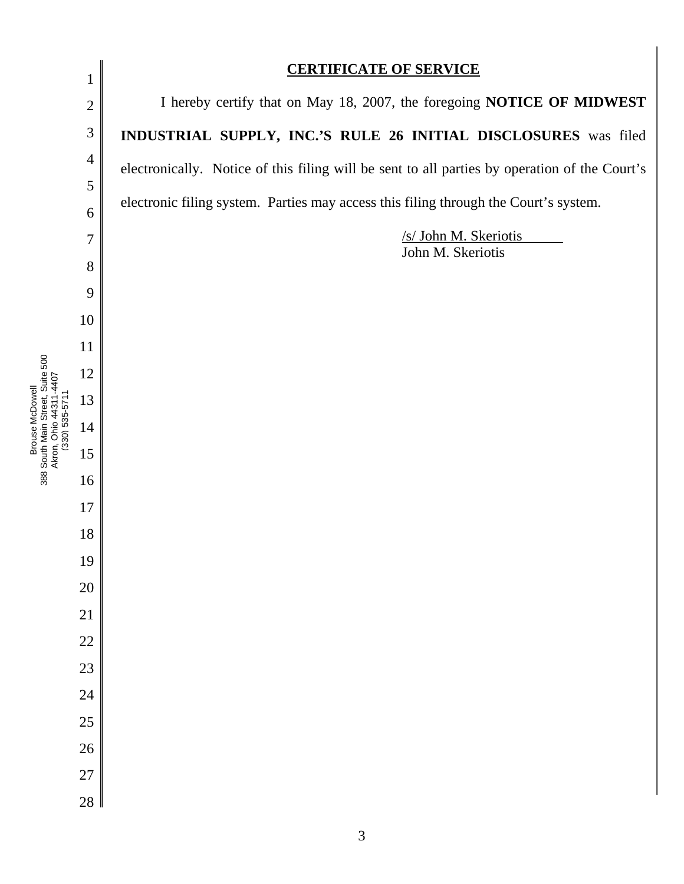**CERTIFICATE OF SERVICE**

I hereby certify that on May 18, 2007, the foregoing **NOTICE OF MIDWEST INDUSTRIAL SUPPLY, INC.'S RULE 26 INITIAL DISCLOSURES** was filed electronically. Notice of this filing will be sent to all parties by operation of the Court's electronic filing system. Parties may access this filing through the Court's system.

/s/ John M. Skeriotis
John M. Skeriotis

Brouse McDowell
388 South Main Street, Suite 500
Akron, Ohio 44311-4407
(330) 535-5711